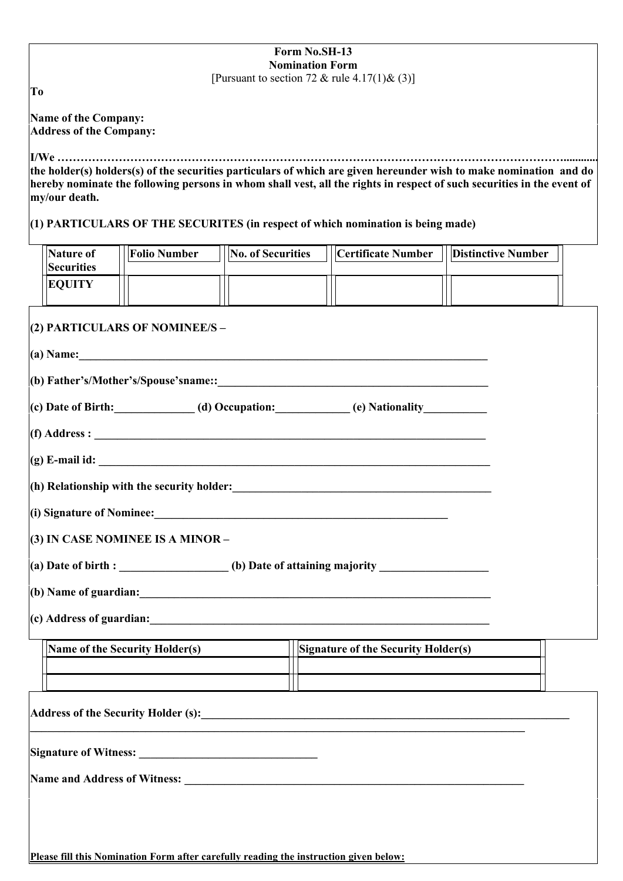**Form No.SH-13**
**Nomination Form**
[Pursuant to section 72 & rule 4.17(1)& (3)]

**To**

**Name of the Company:**
**Address of the Company:**

**I/We ………………………………………………………………………………………………………………………...........**
**the holder(s) holders(s) of the securities particulars of which are given hereunder wish to make nomination and do hereby nominate the following persons in whom shall vest, all the rights in respect of such securities in the event of my/our death.**

**(1) PARTICULARS OF THE SECURITES (in respect of which nomination is being made)**

| Nature of Securities | Folio Number | No. of Securities | Certificate Number | Distinctive Number |
|---|---|---|---|---|
| EQUITY | | | | |

**(2) PARTICULARS OF NOMINEE/S –**

**(a) Name:**___________________________________________________________________________

**(b) Father's/Mother's/Spouse'sname::**_________________________________________________

**(c) Date of Birth:**______________ **(d) Occupation:**_____________ **(e) Nationality**___________

**(f) Address :** ________________________________________________________________________

**(g) E-mail id:** _______________________________________________________________________

**(h) Relationship with the security holder:**______________________________________________

**(i) Signature of Nominee:**_____________________________________________________

**(3) IN CASE NOMINEE IS A MINOR –**

**(a) Date of birth :** ___________________ **(b) Date of attaining majority** ___________________

**(b) Name of guardian:**_________________________________________________________________

**(c) Address of guardian:**_______________________________________________________________

| Name of the Security Holder(s) | Signature of the Security Holder(s) |
|---|---|
| | |
| | |

**Address of the Security Holder (s):**_____________________________________________________________________
_____________________________________________________________________________________

**Signature of Witness:** _______________________________

**Name and Address of Witness:** ______________________________________________________________

**Please fill this Nomination Form after carefully reading the instruction given below:**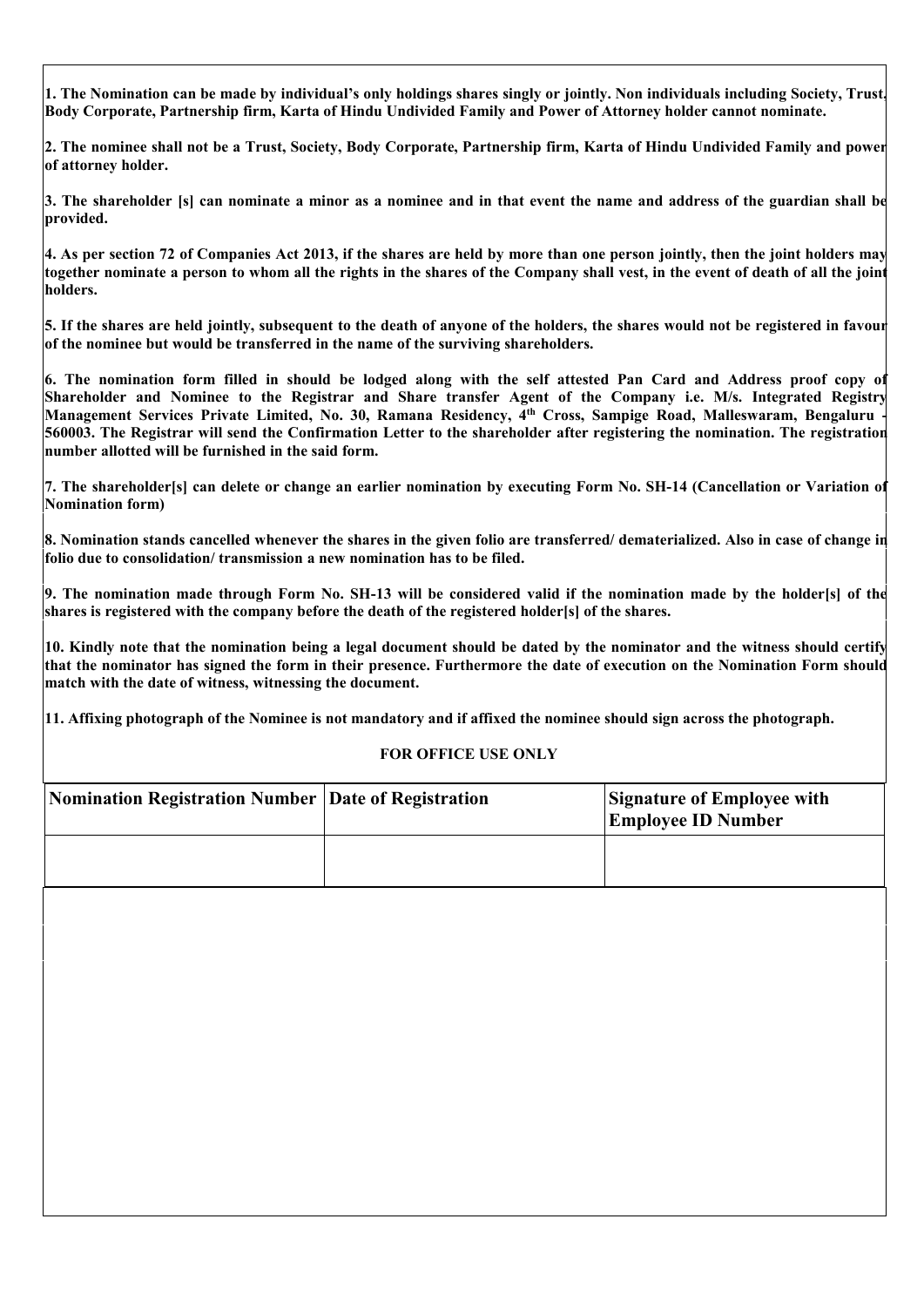**1. The Nomination can be made by individual's only holdings shares singly or jointly. Non individuals including Society, Trust, Body Corporate, Partnership firm, Karta of Hindu Undivided Family and Power of Attorney holder cannot nominate.**

**2. The nominee shall not be a Trust, Society, Body Corporate, Partnership firm, Karta of Hindu Undivided Family and power of attorney holder.**

**3. The shareholder [s] can nominate a minor as a nominee and in that event the name and address of the guardian shall be provided.**

**4. As per section 72 of Companies Act 2013, if the shares are held by more than one person jointly, then the joint holders may together nominate a person to whom all the rights in the shares of the Company shall vest, in the event of death of all the joint holders.**

**5. If the shares are held jointly, subsequent to the death of anyone of the holders, the shares would not be registered in favour of the nominee but would be transferred in the name of the surviving shareholders.**

**6. The nomination form filled in should be lodged along with the self attested Pan Card and Address proof copy of Shareholder and Nominee to the Registrar and Share transfer Agent of the Company i.e. M/s. Integrated Registry Management Services Private Limited, No. 30, Ramana Residency, 4th Cross, Sampige Road, Malleswaram, Bengaluru - 560003. The Registrar will send the Confirmation Letter to the shareholder after registering the nomination. The registration number allotted will be furnished in the said form.**

**7. The shareholder[s] can delete or change an earlier nomination by executing Form No. SH-14 (Cancellation or Variation of Nomination form)**

**8. Nomination stands cancelled whenever the shares in the given folio are transferred/ dematerialized. Also in case of change in folio due to consolidation/ transmission a new nomination has to be filed.**

**9. The nomination made through Form No. SH-13 will be considered valid if the nomination made by the holder[s] of the shares is registered with the company before the death of the registered holder[s] of the shares.**

**10. Kindly note that the nomination being a legal document should be dated by the nominator and the witness should certify that the nominator has signed the form in their presence. Furthermore the date of execution on the Nomination Form should match with the date of witness, witnessing the document.**

**11. Affixing photograph of the Nominee is not mandatory and if affixed the nominee should sign across the photograph.**

**FOR OFFICE USE ONLY**

| Nomination Registration Number | Date of Registration | Signature of Employee with Employee ID Number |
|---|---|---|
| | | |